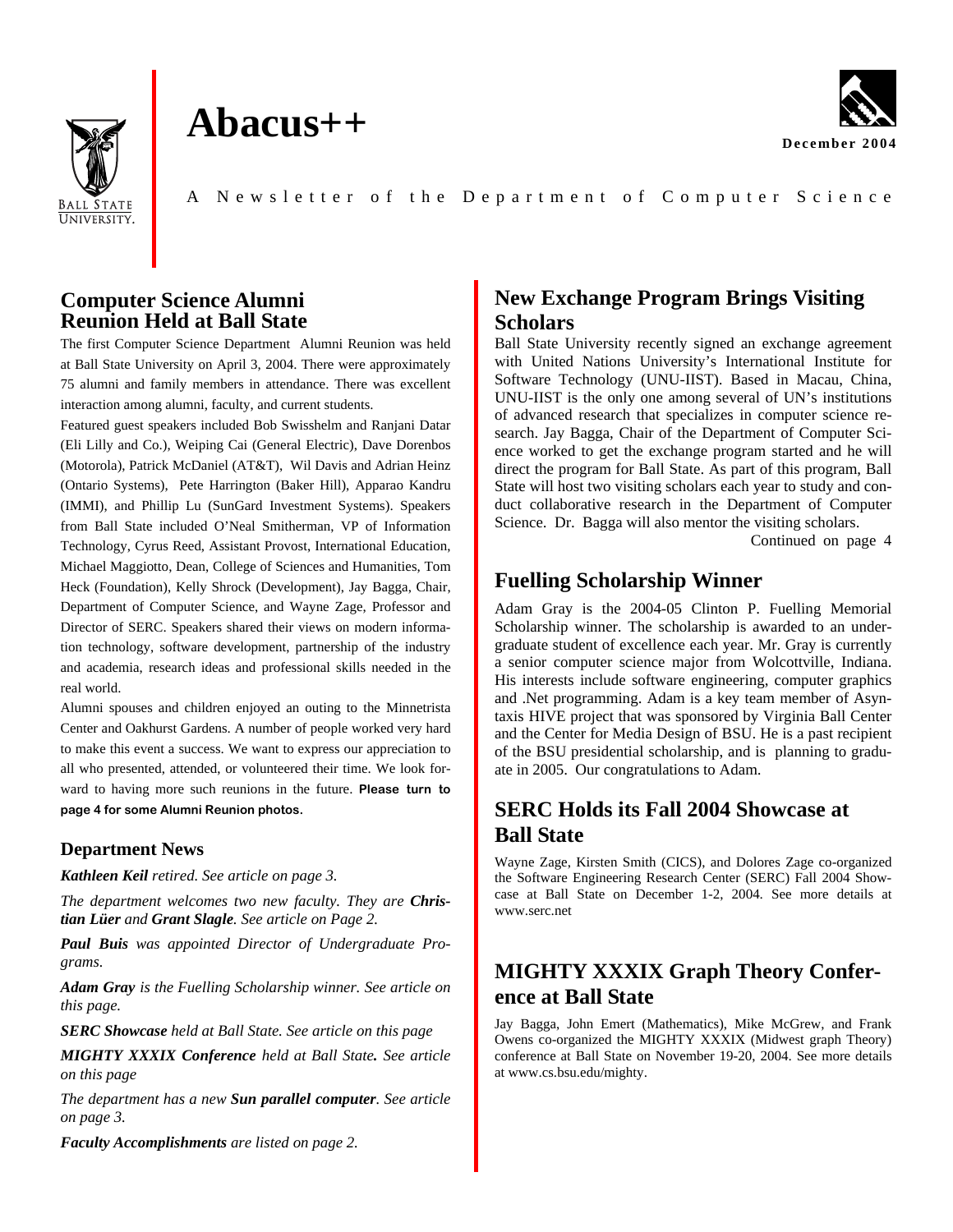# Abacus++

December 2004

A Newsletter of the Department of Computer Science

## Computer Science Alumni Reunion Held at Ball State

The first Computer Science Department Alumni Reunion was held at Ball State University on April 3, 2004. There were approximately 75 alumni and family members in attendance. There was excellent interaction among alumni, faculty, and current students.

Featured guest speakers included Bob Swisshelm and Ranjani Datar (Eli Lilly and Co.), Weiping Cai (General Electric), Dave Dorenbos (Motorola), Patrick McDaniel (AT&T), Wil Davis and Adrian Heinz (Ontario Systems), Pete Harrington (Baker Hill), Apparao Kandru (IMMI), and Phillip Lu (SunGard Investment Systems). Speakers from Ball State included O'Neal Smitherman, VP of Information Technology, Cyrus Reed, Assistant Provost, International Education, Michael Maggiotto, Dean, College of Sciences and Humanities, Tom Heck (Foundation), Kelly Shrock (Development), Jay Bagga, Chair, Department of Computer Science, and Wayne Zage, Professor and Director of SERC. Speakers shared their views on modern information technology, software development, partnership of the industry and academia, research ideas and professional skills needed in the real world.

Alumni spouses and children enjoyed an outing to the Minnetrista Center and Oakhurst Gardens. A number of people worked very hard to make this event a success. We want to express our appreciation to all who presented, attended, or volunteered their time. We look forward to having more such reunions in the future. **Please turn to page 4 for some Alumni Reunion photos.**

### Department News

***Kathleen Keil*** *retired. See article on page 3.*

*The department welcomes two new faculty. They are* ***Christian Lüer*** *and* ***Grant Slagle****. See article on Page 2.*

***Paul Buis*** *was appointed Director of Undergraduate Programs.*

***Adam Gray*** *is the Fuelling Scholarship winner. See article on this page.*

***SERC Showcase*** *held at Ball State. See article on this page*

***MIGHTY XXXIX Conference*** *held at Ball State. See article on this page*

*The department has a new* ***Sun parallel computer****. See article on page 3.*

***Faculty Accomplishments*** *are listed on page 2.*

## New Exchange Program Brings Visiting Scholars

Ball State University recently signed an exchange agreement with United Nations University's International Institute for Software Technology (UNU-IIST). Based in Macau, China, UNU-IIST is the only one among several of UN's institutions of advanced research that specializes in computer science research. Jay Bagga, Chair of the Department of Computer Science worked to get the exchange program started and he will direct the program for Ball State. As part of this program, Ball State will host two visiting scholars each year to study and conduct collaborative research in the Department of Computer Science. Dr. Bagga will also mentor the visiting scholars.

Continued on page 4

## Fuelling Scholarship Winner

Adam Gray is the 2004-05 Clinton P. Fuelling Memorial Scholarship winner. The scholarship is awarded to an undergraduate student of excellence each year. Mr. Gray is currently a senior computer science major from Wolcottville, Indiana. His interests include software engineering, computer graphics and .Net programming. Adam is a key team member of Asyntaxis HIVE project that was sponsored by Virginia Ball Center and the Center for Media Design of BSU. He is a past recipient of the BSU presidential scholarship, and is planning to graduate in 2005. Our congratulations to Adam.

## SERC Holds its Fall 2004 Showcase at Ball State

Wayne Zage, Kirsten Smith (CICS), and Dolores Zage co-organized the Software Engineering Research Center (SERC) Fall 2004 Showcase at Ball State on December 1-2, 2004. See more details at www.serc.net

## MIGHTY XXXIX Graph Theory Conference at Ball State

Jay Bagga, John Emert (Mathematics), Mike McGrew, and Frank Owens co-organized the MIGHTY XXXIX (Midwest graph Theory) conference at Ball State on November 19-20, 2004. See more details at www.cs.bsu.edu/mighty.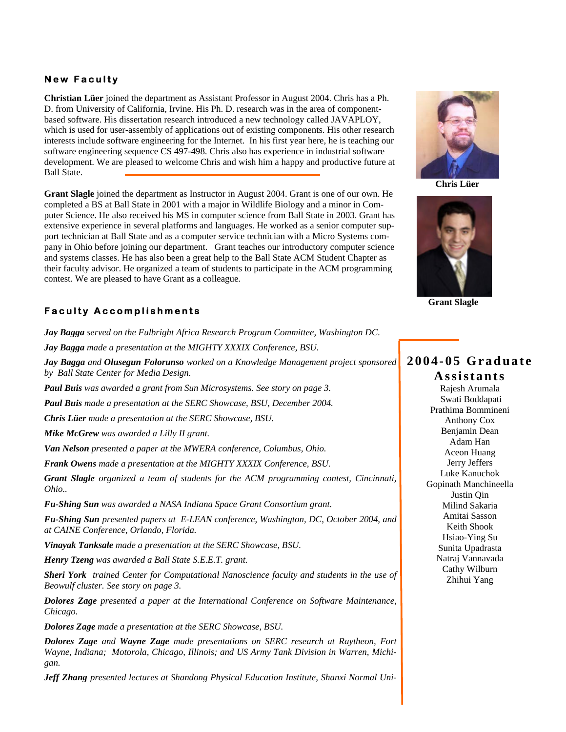## New Faculty

**Christian Lüer** joined the department as Assistant Professor in August 2004. Chris has a Ph. D. from University of California, Irvine. His Ph. D. research was in the area of component-based software. His dissertation research introduced a new technology called JAVAPLOY, which is used for user-assembly of applications out of existing components. His other research interests include software engineering for the Internet. In his first year here, he is teaching our software engineering sequence CS 497-498. Chris also has experience in industrial software development. We are pleased to welcome Chris and wish him a happy and productive future at Ball State.

Chris Lüer

**Grant Slagle** joined the department as Instructor in August 2004. Grant is one of our own. He completed a BS at Ball State in 2001 with a major in Wildlife Biology and a minor in Computer Science. He also received his MS in computer science from Ball State in 2003. Grant has extensive experience in several platforms and languages. He worked as a senior computer support technician at Ball State and as a computer service technician with a Micro Systems company in Ohio before joining our department. Grant teaches our introductory computer science and systems classes. He has also been a great help to the Ball State ACM Student Chapter as their faculty advisor. He organized a team of students to participate in the ACM programming contest. We are pleased to have Grant as a colleague.

Grant Slagle

## Faculty Accomplishments

***Jay Bagga*** *served on the Fulbright Africa Research Program Committee, Washington DC.*

***Jay Bagga*** *made a presentation at the MIGHTY XXXIX Conference, BSU.*

***Jay Bagga*** *and* ***Olusegun Folorunso*** *worked on a Knowledge Management project sponsored by Ball State Center for Media Design.*

***Paul Buis*** *was awarded a grant from Sun Microsystems. See story on page 3.*

***Paul Buis*** *made a presentation at the SERC Showcase, BSU, December 2004.*

***Chris Lüer*** *made a presentation at the SERC Showcase, BSU.*

***Mike McGrew*** *was awarded a Lilly II grant.*

***Van Nelson*** *presented a paper at the MWERA conference, Columbus, Ohio.*

***Frank Owens*** *made a presentation at the MIGHTY XXXIX Conference, BSU.*

***Grant Slagle*** *organized a team of students for the ACM programming contest, Cincinnati, Ohio..*

***Fu-Shing Sun*** *was awarded a NASA Indiana Space Grant Consortium grant.*

***Fu-Shing Sun*** *presented papers at E-LEAN conference, Washington, DC, October 2004, and at CAINE Conference, Orlando, Florida.*

***Vinayak Tanksale*** *made a presentation at the SERC Showcase, BSU.*

***Henry Tzeng*** *was awarded a Ball State S.E.E.T. grant.*

***Sheri York*** *trained Center for Computational Nanoscience faculty and students in the use of Beowulf cluster. See story on page 3.*

***Dolores Zage*** *presented a paper at the International Conference on Software Maintenance, Chicago.*

***Dolores Zage*** *made a presentation at the SERC Showcase, BSU.*

***Dolores Zage*** *and* ***Wayne Zage*** *made presentations on SERC research at Raytheon, Fort Wayne, Indiana; Motorola, Chicago, Illinois; and US Army Tank Division in Warren, Michigan.*

***Jeff Zhang*** *presented lectures at Shandong Physical Education Institute, Shanxi Normal Uni-*

## 2004-05 Graduate Assistants

Rajesh Arumala
Swati Boddapati
Prathima Bommineni
Anthony Cox
Benjamin Dean
Adam Han
Aceon Huang
Jerry Jeffers
Luke Kanuchok
Gopinath Manchineella
Justin Qin
Milind Sakaria
Amitai Sasson
Keith Shook
Hsiao-Ying Su
Sunita Upadrasta
Natraj Vannavada
Cathy Wilburn
Zhihui Yang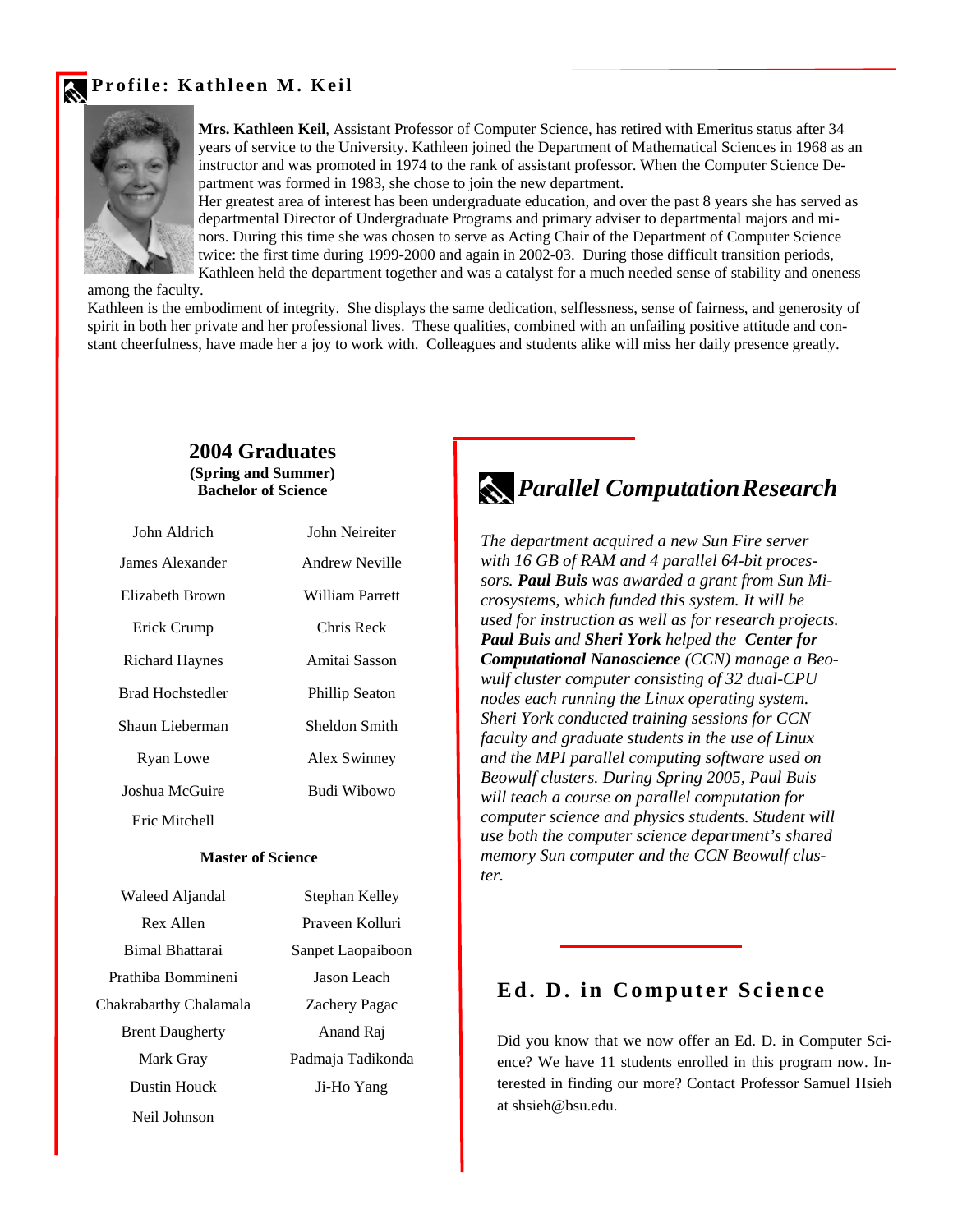## Profile: Kathleen M. Keil

**Mrs. Kathleen Keil**, Assistant Professor of Computer Science, has retired with Emeritus status after 34 years of service to the University. Kathleen joined the Department of Mathematical Sciences in 1968 as an instructor and was promoted in 1974 to the rank of assistant professor. When the Computer Science Department was formed in 1983, she chose to join the new department.

Her greatest area of interest has been undergraduate education, and over the past 8 years she has served as departmental Director of Undergraduate Programs and primary adviser to departmental majors and minors. During this time she was chosen to serve as Acting Chair of the Department of Computer Science twice: the first time during 1999-2000 and again in 2002-03. During those difficult transition periods, Kathleen held the department together and was a catalyst for a much needed sense of stability and oneness among the faculty.

Kathleen is the embodiment of integrity. She displays the same dedication, selflessness, sense of fairness, and generosity of spirit in both her private and her professional lives. These qualities, combined with an unfailing positive attitude and constant cheerfulness, have made her a joy to work with. Colleagues and students alike will miss her daily presence greatly.

## 2004 Graduates

**(Spring and Summer)**

**Bachelor of Science**

| | |
|---|---|
| John Aldrich | John Neireiter |
| James Alexander | Andrew Neville |
| Elizabeth Brown | William Parrett |
| Erick Crump | Chris Reck |
| Richard Haynes | Amitai Sasson |
| Brad Hochstedler | Phillip Seaton |
| Shaun Lieberman | Sheldon Smith |
| Ryan Lowe | Alex Swinney |
| Joshua McGuire | Budi Wibowo |
| Eric Mitchell | |

**Master of Science**

| | |
|---|---|
| Waleed Aljandal | Stephan Kelley |
| Rex Allen | Praveen Kolluri |
| Bimal Bhattarai | Sanpet Laopaiboon |
| Prathiba Bommineni | Jason Leach |
| Chakrabarthy Chalamala | Zachery Pagac |
| Brent Daugherty | Anand Raj |
| Mark Gray | Padmaja Tadikonda |
| Dustin Houck | Ji-Ho Yang |
| Neil Johnson | |

## *Parallel Computation Research*

*The department acquired a new Sun Fire server with 16 GB of RAM and 4 parallel 64-bit processors.* ***Paul Buis*** *was awarded a grant from Sun Microsystems, which funded this system. It will be used for instruction as well as for research projects.* ***Paul Buis*** *and* ***Sheri York*** *helped the* ***Center for Computational Nanoscience*** *(CCN) manage a Beowulf cluster computer consisting of 32 dual-CPU nodes each running the Linux operating system. Sheri York conducted training sessions for CCN faculty and graduate students in the use of Linux and the MPI parallel computing software used on Beowulf clusters. During Spring 2005, Paul Buis will teach a course on parallel computation for computer science and physics students. Student will use both the computer science department's shared memory Sun computer and the CCN Beowulf cluster.*

## Ed. D. in Computer Science

Did you know that we now offer an Ed. D. in Computer Science? We have 11 students enrolled in this program now. Interested in finding our more? Contact Professor Samuel Hsieh at shsieh@bsu.edu.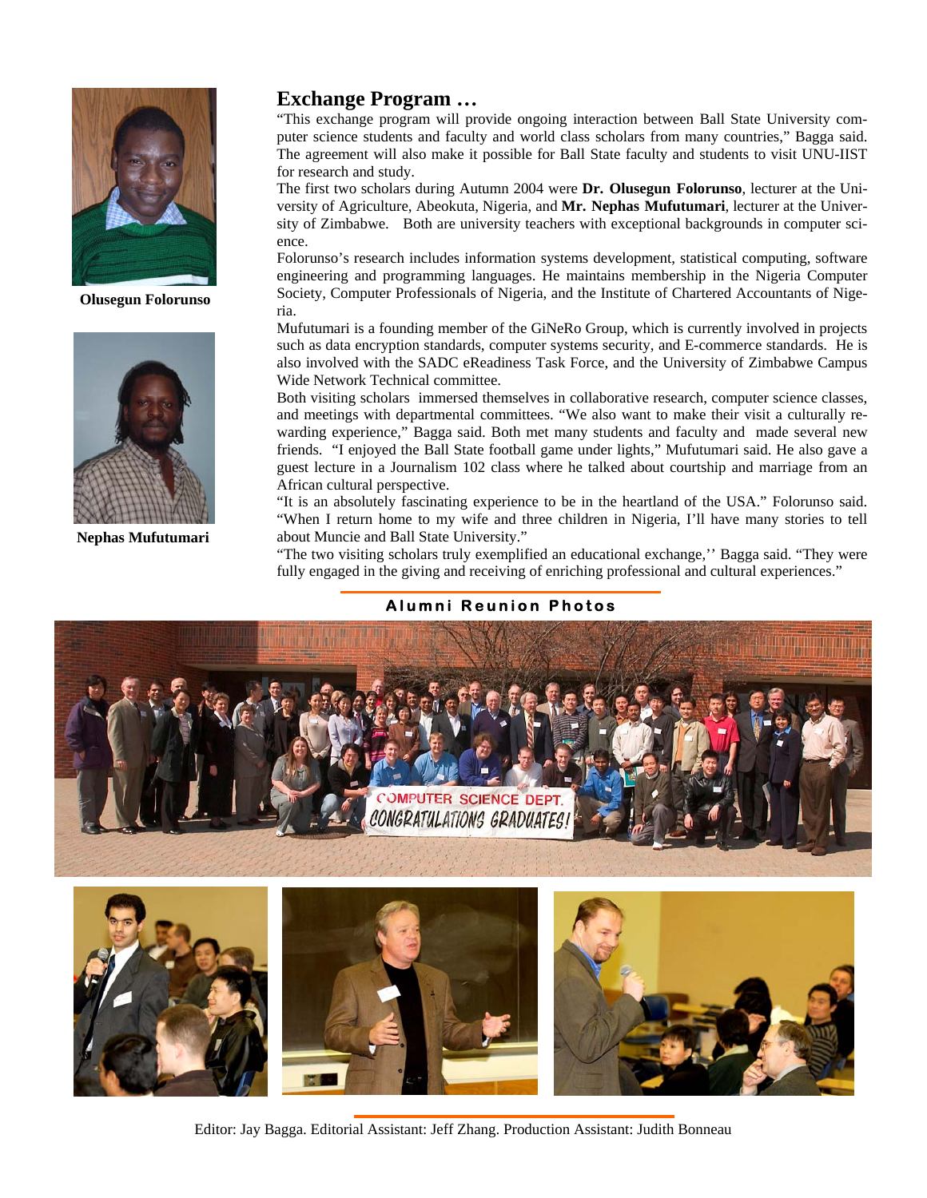Olusegun Folorunso

Nephas Mufutumari

## Exchange Program …

"This exchange program will provide ongoing interaction between Ball State University computer science students and faculty and world class scholars from many countries," Bagga said. The agreement will also make it possible for Ball State faculty and students to visit UNU-IIST for research and study.

The first two scholars during Autumn 2004 were **Dr. Olusegun Folorunso**, lecturer at the University of Agriculture, Abeokuta, Nigeria, and **Mr. Nephas Mufutumari**, lecturer at the University of Zimbabwe. Both are university teachers with exceptional backgrounds in computer science.

Folorunso's research includes information systems development, statistical computing, software engineering and programming languages. He maintains membership in the Nigeria Computer Society, Computer Professionals of Nigeria, and the Institute of Chartered Accountants of Nigeria.

Mufutumari is a founding member of the GiNeRo Group, which is currently involved in projects such as data encryption standards, computer systems security, and E-commerce standards. He is also involved with the SADC eReadiness Task Force, and the University of Zimbabwe Campus Wide Network Technical committee.

Both visiting scholars immersed themselves in collaborative research, computer science classes, and meetings with departmental committees. "We also want to make their visit a culturally rewarding experience," Bagga said. Both met many students and faculty and made several new friends. "I enjoyed the Ball State football game under lights," Mufutumari said. He also gave a guest lecture in a Journalism 102 class where he talked about courtship and marriage from an African cultural perspective.

"It is an absolutely fascinating experience to be in the heartland of the USA." Folorunso said. "When I return home to my wife and three children in Nigeria, I'll have many stories to tell about Muncie and Ball State University."

"The two visiting scholars truly exemplified an educational exchange,'' Bagga said. "They were fully engaged in the giving and receiving of enriching professional and cultural experiences."

### Alumni Reunion Photos

Editor: Jay Bagga. Editorial Assistant: Jeff Zhang. Production Assistant: Judith Bonneau